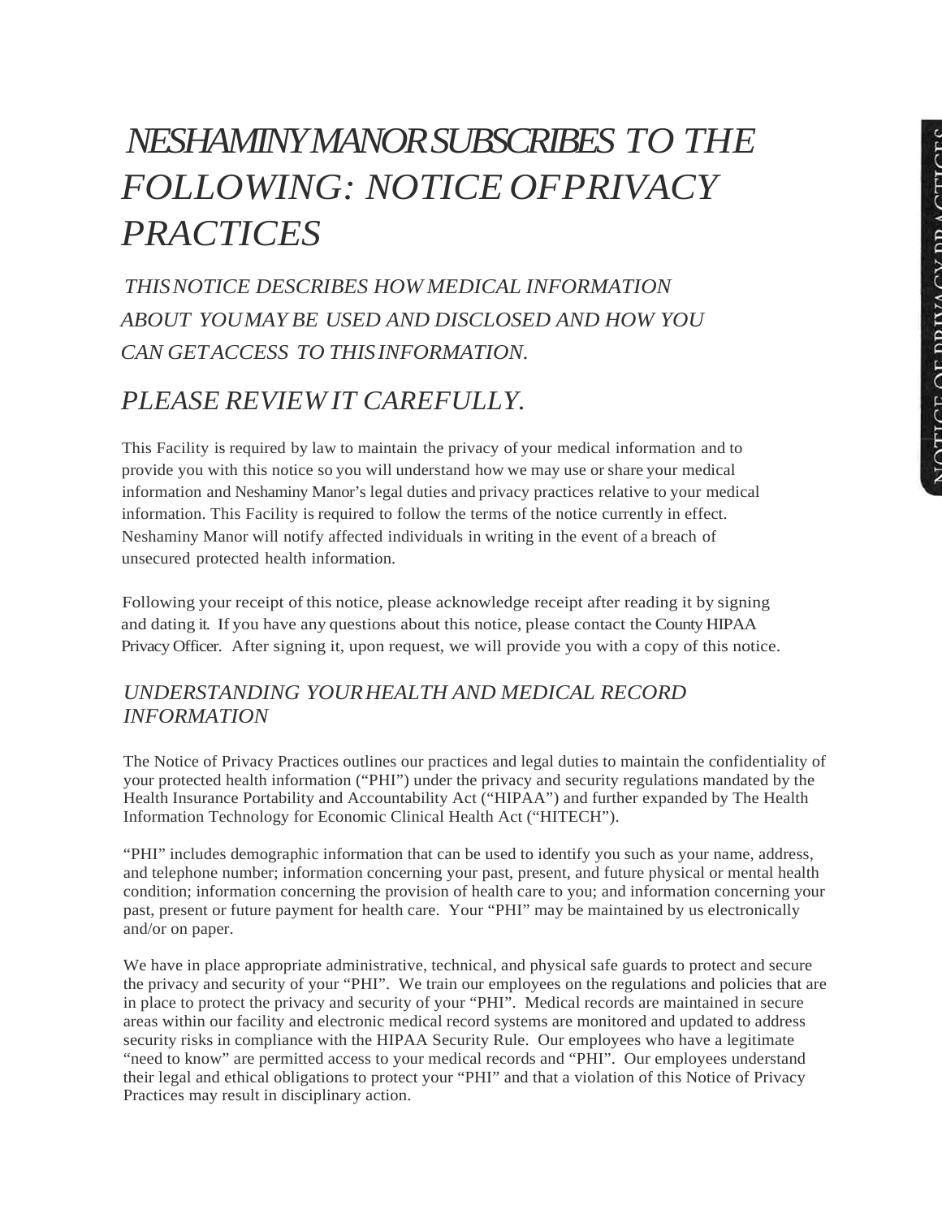# *NESHAMINY MANOR SUBSCRIBES TO THE FOLLOWING: NOTICE OF PRIVACY PRACTICES*

### *THIS NOTICE DESCRIBES HOW MEDICAL INFORMATION ABOUT YOU MAY BE USED AND DISCLOSED AND HOW YOU CAN GET ACCESS TO THIS INFORMATION.*

## *PLEASE REVIEW IT CAREFULLY.*

This Facility is required by law to maintain the privacy of your medical information and to provide you with this notice so you will understand how we may use or share your medical information and Neshaminy Manor's legal duties and privacy practices relative to your medical information. This Facility is required to follow the terms of the notice currently in effect. Neshaminy Manor will notify affected individuals in writing in the event of a breach of unsecured protected health information.

Following your receipt of this notice, please acknowledge receipt after reading it by signing and dating it. If you have any questions about this notice, please contact the County HIPAA Privacy Officer. After signing it, upon request, we will provide you with a copy of this notice.

### *UNDERSTANDING YOUR HEALTH AND MEDICAL RECORD INFORMATION*

The Notice of Privacy Practices outlines our practices and legal duties to maintain the confidentiality of your protected health information ("PHI") under the privacy and security regulations mandated by the Health Insurance Portability and Accountability Act ("HIPAA") and further expanded by The Health Information Technology for Economic Clinical Health Act ("HITECH").

"PHI" includes demographic information that can be used to identify you such as your name, address, and telephone number; information concerning your past, present, and future physical or mental health condition; information concerning the provision of health care to you; and information concerning your past, present or future payment for health care. Your "PHI" may be maintained by us electronically and/or on paper.

We have in place appropriate administrative, technical, and physical safe guards to protect and secure the privacy and security of your "PHI". We train our employees on the regulations and policies that are in place to protect the privacy and security of your "PHI". Medical records are maintained in secure areas within our facility and electronic medical record systems are monitored and updated to address security risks in compliance with the HIPAA Security Rule. Our employees who have a legitimate "need to know" are permitted access to your medical records and "PHI". Our employees understand their legal and ethical obligations to protect your "PHI" and that a violation of this Notice of Privacy Practices may result in disciplinary action.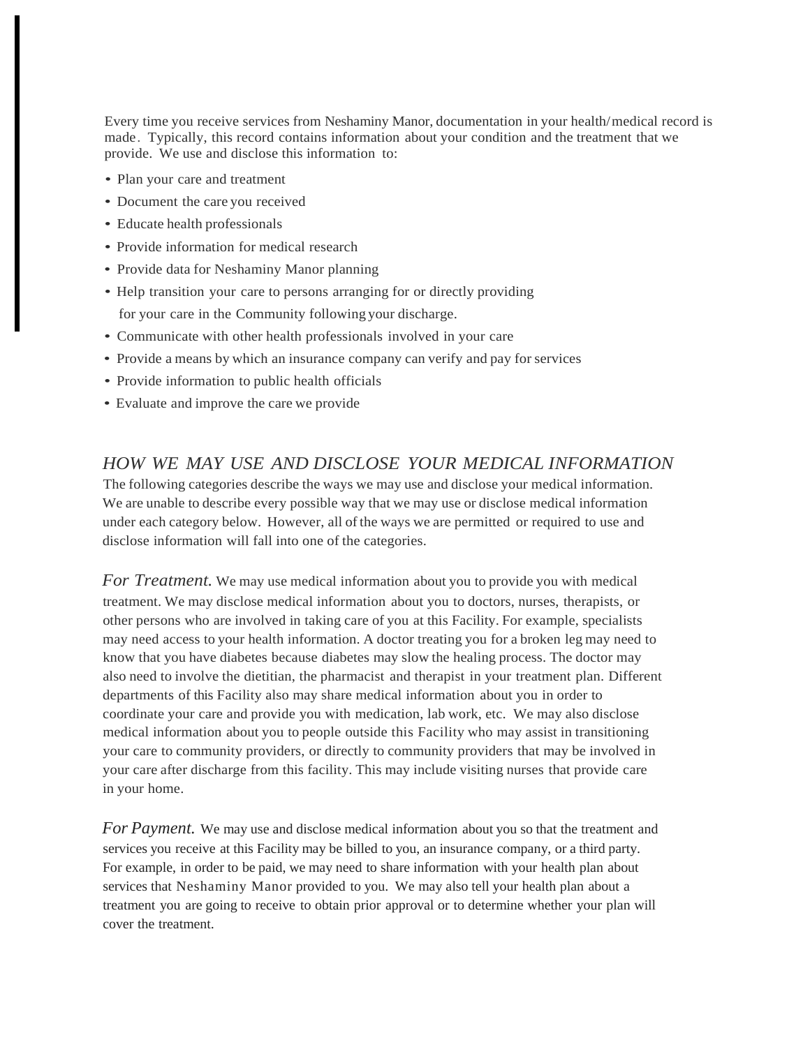Every time you receive services from Neshaminy Manor, documentation in your health/medical record is made. Typically, this record contains information about your condition and the treatment that we provide. We use and disclose this information to:

- Plan your care and treatment
- Document the care you received
- Educate health professionals
- Provide information for medical research
- Provide data for Neshaminy Manor planning
- Help transition your care to persons arranging for or directly providing for your care in the Community following your discharge.
- Communicate with other health professionals involved in your care
- Provide a means by which an insurance company can verify and pay for services
- Provide information to public health officials
- Evaluate and improve the care we provide

## *HOW WE MAY USE AND DISCLOSE YOUR MEDICAL INFORMATION*

The following categories describe the ways we may use and disclose your medical information. We are unable to describe every possible way that we may use or disclose medical information under each category below. However, all of the ways we are permitted or required to use and disclose information will fall into one of the categories.

*For Treatment.* We may use medical information about you to provide you with medical treatment. We may disclose medical information about you to doctors, nurses, therapists, or other persons who are involved in taking care of you at this Facility. For example, specialists may need access to your health information. A doctor treating you for a broken leg may need to know that you have diabetes because diabetes may slow the healing process. The doctor may also need to involve the dietitian, the pharmacist and therapist in your treatment plan. Different departments of this Facility also may share medical information about you in order to coordinate your care and provide you with medication, lab work, etc. We may also disclose medical information about you to people outside this Facility who may assist in transitioning your care to community providers, or directly to community providers that may be involved in your care after discharge from this facility. This may include visiting nurses that provide care in your home.

*For Payment.* We may use and disclose medical information about you so that the treatment and services you receive at this Facility may be billed to you, an insurance company, or a third party. For example, in order to be paid, we may need to share information with your health plan about services that Neshaminy Manor provided to you. We may also tell your health plan about a treatment you are going to receive to obtain prior approval or to determine whether your plan will cover the treatment.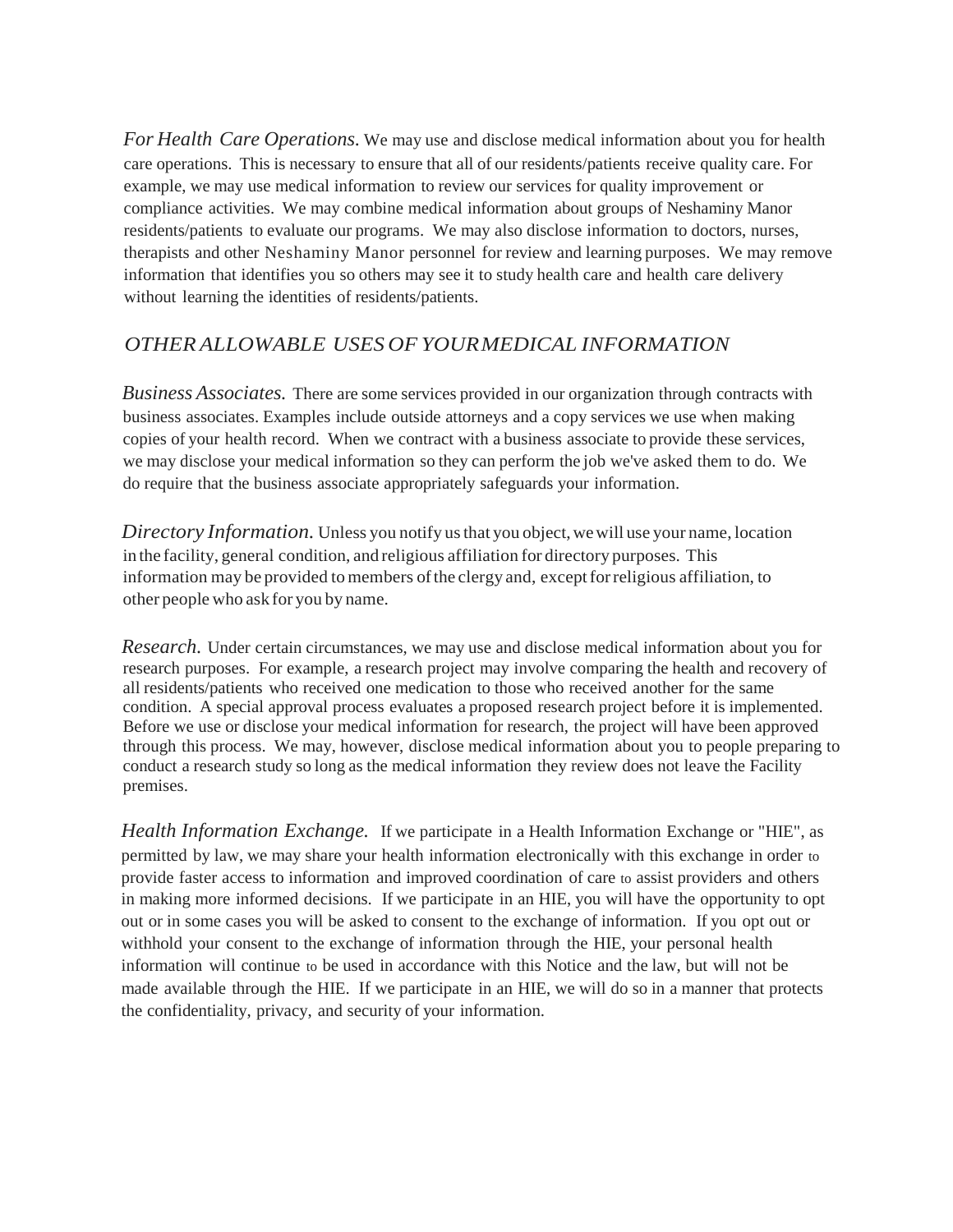*For Health Care Operations.* We may use and disclose medical information about you for health care operations. This is necessary to ensure that all of our residents/patients receive quality care. For example, we may use medical information to review our services for quality improvement or compliance activities. We may combine medical information about groups of Neshaminy Manor residents/patients to evaluate our programs. We may also disclose information to doctors, nurses, therapists and other Neshaminy Manor personnel for review and learning purposes. We may remove information that identifies you so others may see it to study health care and health care delivery without learning the identities of residents/patients.

## *OTHER ALLOWABLE USES OF YOUR MEDICAL INFORMATION*

*Business Associates.* There are some services provided in our organization through contracts with business associates. Examples include outside attorneys and a copy services we use when making copies of your health record. When we contract with a business associate to provide these services, we may disclose your medical information so they can perform the job we've asked them to do. We do require that the business associate appropriately safeguards your information.

*Directory Information.* Unless you notify us that you object, we will use your name, location in the facility, general condition, and religious affiliation for directory purposes. This information may be provided to members of the clergy and, except for religious affiliation, to other people who ask for you by name.

*Research.* Under certain circumstances, we may use and disclose medical information about you for research purposes. For example, a research project may involve comparing the health and recovery of all residents/patients who received one medication to those who received another for the same condition. A special approval process evaluates a proposed research project before it is implemented. Before we use or disclose your medical information for research, the project will have been approved through this process. We may, however, disclose medical information about you to people preparing to conduct a research study so long as the medical information they review does not leave the Facility premises.

*Health Information Exchange.* If we participate in a Health Information Exchange or "HIE", as permitted by law, we may share your health information electronically with this exchange in order to provide faster access to information and improved coordination of care to assist providers and others in making more informed decisions. If we participate in an HIE, you will have the opportunity to opt out or in some cases you will be asked to consent to the exchange of information. If you opt out or withhold your consent to the exchange of information through the HIE, your personal health information will continue to be used in accordance with this Notice and the law, but will not be made available through the HIE. If we participate in an HIE, we will do so in a manner that protects the confidentiality, privacy, and security of your information.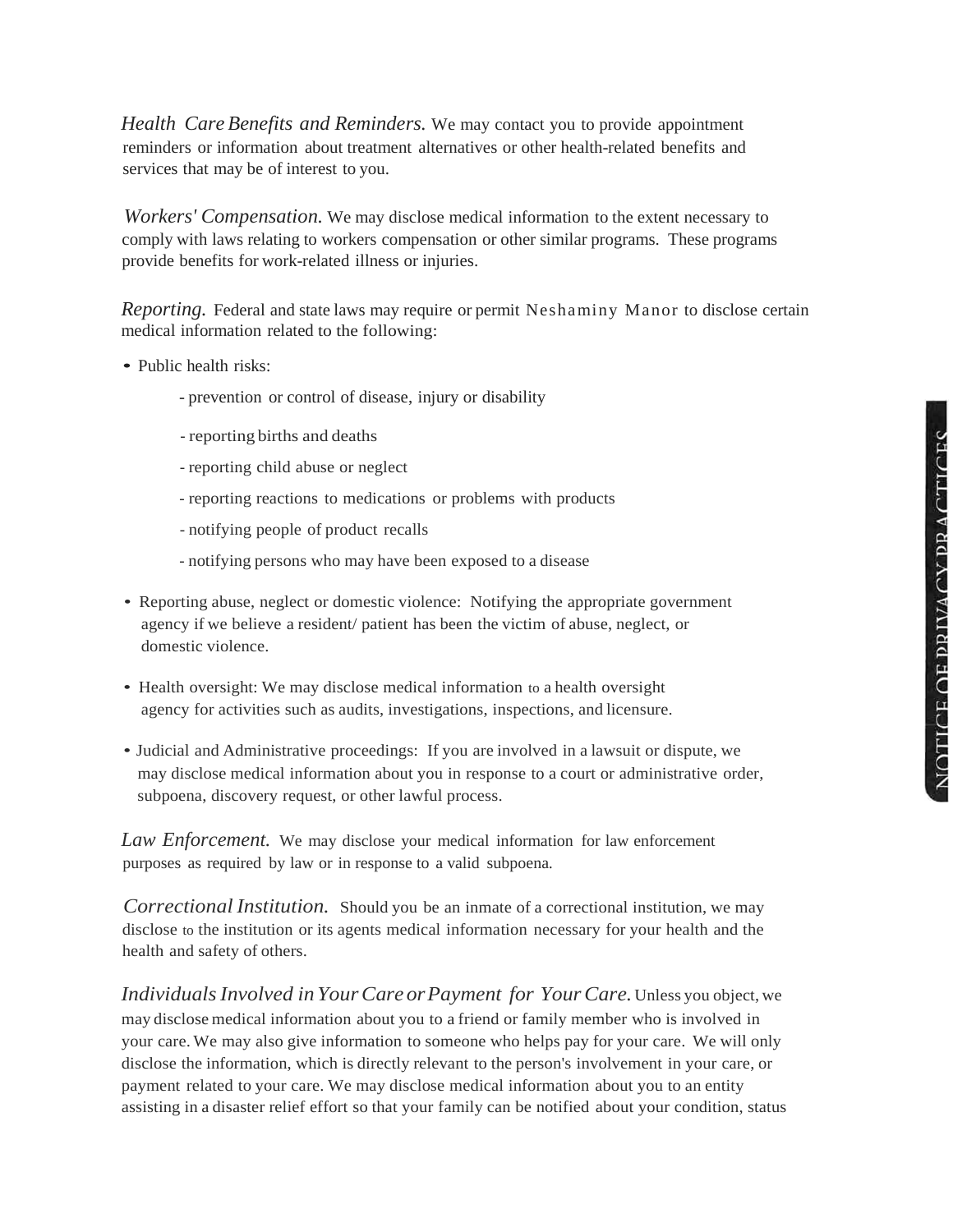*Health Care Benefits and Reminders.* We may contact you to provide appointment reminders or information about treatment alternatives or other health-related benefits and services that may be of interest to you.

*Workers' Compensation.* We may disclose medical information to the extent necessary to comply with laws relating to workers compensation or other similar programs. These programs provide benefits for work-related illness or injuries.

*Reporting.* Federal and state laws may require or permit Neshaminy Manor to disclose certain medical information related to the following:

- Public health risks:
  - prevention or control of disease, injury or disability
  - reporting births and deaths
  - reporting child abuse or neglect
  - reporting reactions to medications or problems with products
  - notifying people of product recalls
  - notifying persons who may have been exposed to a disease
- Reporting abuse, neglect or domestic violence: Notifying the appropriate government agency if we believe a resident/ patient has been the victim of abuse, neglect, or domestic violence.
- Health oversight: We may disclose medical information to a health oversight agency for activities such as audits, investigations, inspections, and licensure.
- Judicial and Administrative proceedings: If you are involved in a lawsuit or dispute, we may disclose medical information about you in response to a court or administrative order, subpoena, discovery request, or other lawful process.

*Law Enforcement.* We may disclose your medical information for law enforcement purposes as required by law or in response to a valid subpoena.

*Correctional Institution.* Should you be an inmate of a correctional institution, we may disclose to the institution or its agents medical information necessary for your health and the health and safety of others.

*Individuals Involved in Your Care or Payment for Your Care.* Unless you object, we may disclose medical information about you to a friend or family member who is involved in your care. We may also give information to someone who helps pay for your care. We will only disclose the information, which is directly relevant to the person's involvement in your care, or payment related to your care. We may disclose medical information about you to an entity assisting in a disaster relief effort so that your family can be notified about your condition, status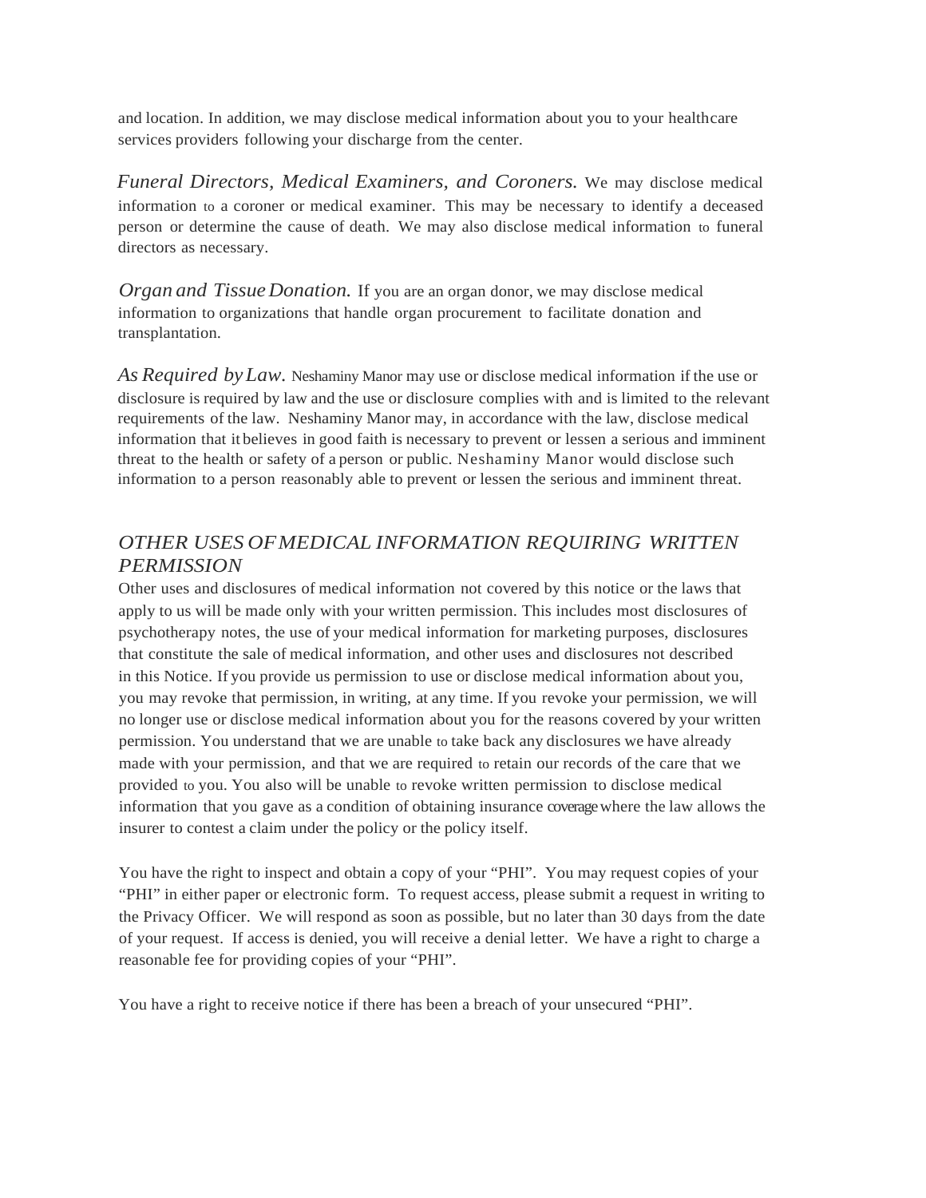and location. In addition, we may disclose medical information about you to your healthcare services providers following your discharge from the center.

*Funeral Directors, Medical Examiners, and Coroners.* We may disclose medical information to a coroner or medical examiner. This may be necessary to identify a deceased person or determine the cause of death. We may also disclose medical information to funeral directors as necessary.

*Organ and Tissue Donation.* If you are an organ donor, we may disclose medical information to organizations that handle organ procurement to facilitate donation and transplantation.

*As Required by Law.* Neshaminy Manor may use or disclose medical information if the use or disclosure is required by law and the use or disclosure complies with and is limited to the relevant requirements of the law. Neshaminy Manor may, in accordance with the law, disclose medical information that it believes in good faith is necessary to prevent or lessen a serious and imminent threat to the health or safety of a person or public. Neshaminy Manor would disclose such information to a person reasonably able to prevent or lessen the serious and imminent threat.

## *OTHER USES OF MEDICAL INFORMATION REQUIRING WRITTEN PERMISSION*

Other uses and disclosures of medical information not covered by this notice or the laws that apply to us will be made only with your written permission. This includes most disclosures of psychotherapy notes, the use of your medical information for marketing purposes, disclosures that constitute the sale of medical information, and other uses and disclosures not described in this Notice. If you provide us permission to use or disclose medical information about you, you may revoke that permission, in writing, at any time. If you revoke your permission, we will no longer use or disclose medical information about you for the reasons covered by your written permission. You understand that we are unable to take back any disclosures we have already made with your permission, and that we are required to retain our records of the care that we provided to you. You also will be unable to revoke written permission to disclose medical information that you gave as a condition of obtaining insurance coverage where the law allows the insurer to contest a claim under the policy or the policy itself.

You have the right to inspect and obtain a copy of your "PHI". You may request copies of your "PHI" in either paper or electronic form. To request access, please submit a request in writing to the Privacy Officer. We will respond as soon as possible, but no later than 30 days from the date of your request. If access is denied, you will receive a denial letter. We have a right to charge a reasonable fee for providing copies of your "PHI".

You have a right to receive notice if there has been a breach of your unsecured "PHI".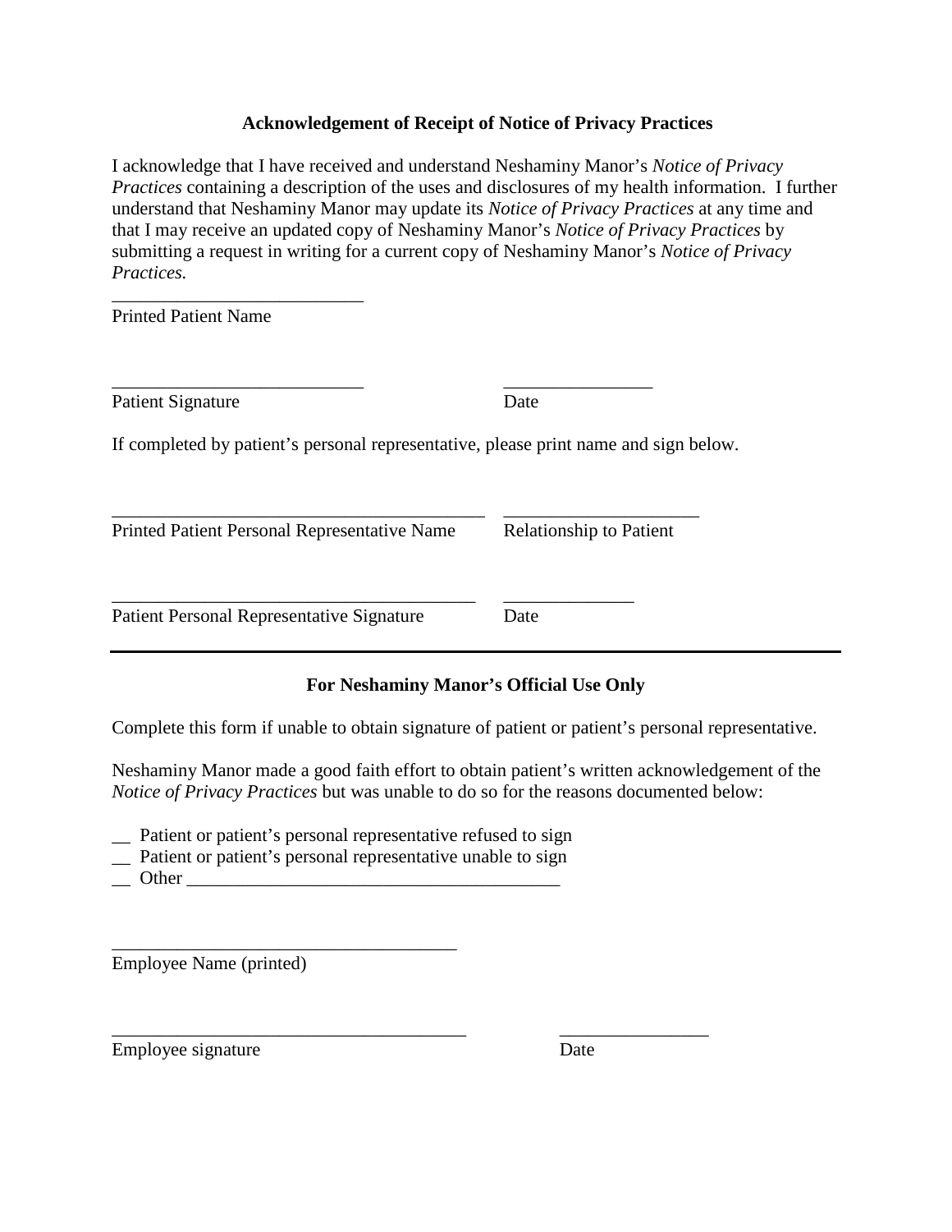**Acknowledgement of Receipt of Notice of Privacy Practices**

I acknowledge that I have received and understand Neshaminy Manor's *Notice of Privacy Practices* containing a description of the uses and disclosures of my health information. I further understand that Neshaminy Manor may update its *Notice of Privacy Practices* at any time and that I may receive an updated copy of Neshaminy Manor's *Notice of Privacy Practices* by submitting a request in writing for a current copy of Neshaminy Manor's *Notice of Privacy Practices.*

___________________________
Printed Patient Name

___________________________ ________________
Patient Signature Date

If completed by patient's personal representative, please print name and sign below.

________________________________________ _____________________
Printed Patient Personal Representative Name Relationship to Patient

_______________________________________ ______________
Patient Personal Representative Signature Date

---

**For Neshaminy Manor's Official Use Only**

Complete this form if unable to obtain signature of patient or patient's personal representative.

Neshaminy Manor made a good faith effort to obtain patient's written acknowledgement of the *Notice of Privacy Practices* but was unable to do so for the reasons documented below:

__ Patient or patient's personal representative refused to sign
__ Patient or patient's personal representative unable to sign
__ Other ________________________________________

_____________________________________
Employee Name (printed)

______________________________________ ________________
Employee signature Date